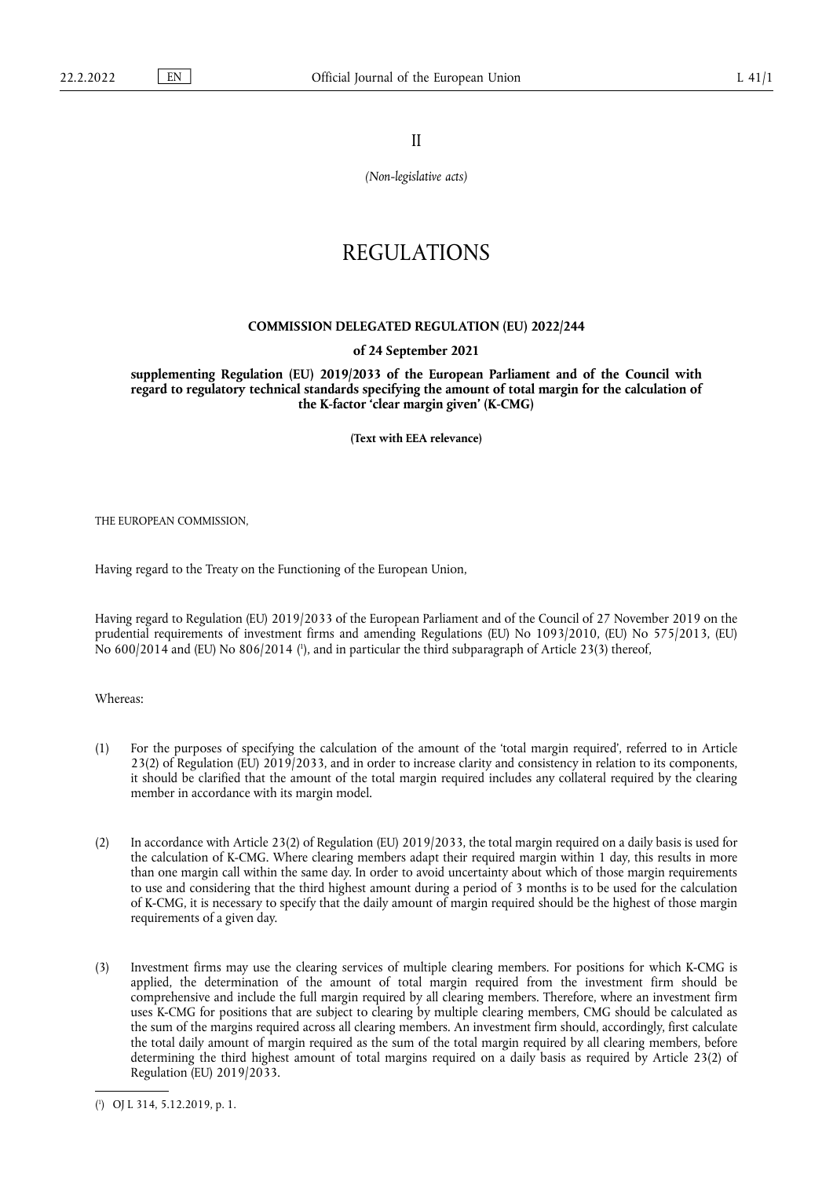II

*(Non-legislative acts)*

# REGULATIONS

## COMMISSION DELEGATED REGULATION (EU) 2022/244

**of 24 September 2021**

**supplementing Regulation (EU) 2019/2033 of the European Parliament and of the Council with regard to regulatory technical standards specifying the amount of total margin for the calculation of the K-factor 'clear margin given' (K-CMG)**

**(Text with EEA relevance)**

THE EUROPEAN COMMISSION,

Having regard to the Treaty on the Functioning of the European Union,

Having regard to Regulation (EU) 2019/2033 of the European Parliament and of the Council of 27 November 2019 on the prudential requirements of investment firms and amending Regulations (EU) No 1093/2010, (EU) No 575/2013, (EU) No 600/2014 and (EU) No 806/2014 [1], and in particular the third subparagraph of Article 23(3) thereof,

Whereas:

(1) For the purposes of specifying the calculation of the amount of the 'total margin required', referred to in Article 23(2) of Regulation (EU) 2019/2033, and in order to increase clarity and consistency in relation to its components, it should be clarified that the amount of the total margin required includes any collateral required by the clearing member in accordance with its margin model.

(2) In accordance with Article 23(2) of Regulation (EU) 2019/2033, the total margin required on a daily basis is used for the calculation of K-CMG. Where clearing members adapt their required margin within 1 day, this results in more than one margin call within the same day. In order to avoid uncertainty about which of those margin requirements to use and considering that the third highest amount during a period of 3 months is to be used for the calculation of K-CMG, it is necessary to specify that the daily amount of margin required should be the highest of those margin requirements of a given day.

(3) Investment firms may use the clearing services of multiple clearing members. For positions for which K-CMG is applied, the determination of the amount of total margin required from the investment firm should be comprehensive and include the full margin required by all clearing members. Therefore, where an investment firm uses K-CMG for positions that are subject to clearing by multiple clearing members, CMG should be calculated as the sum of the margins required across all clearing members. An investment firm should, accordingly, first calculate the total daily amount of margin required as the sum of the total margin required by all clearing members, before determining the third highest amount of total margins required on a daily basis as required by Article 23(2) of Regulation (EU) 2019/2033.

---

[1] OJ L 314, 5.12.2019, p. 1.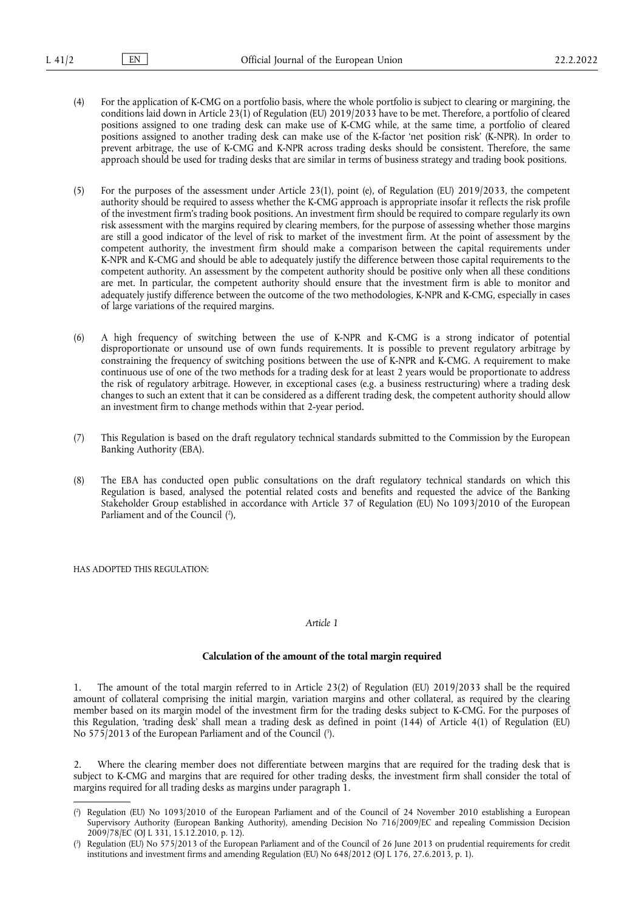(4) For the application of K-CMG on a portfolio basis, where the whole portfolio is subject to clearing or margining, the conditions laid down in Article 23(1) of Regulation (EU) 2019/2033 have to be met. Therefore, a portfolio of cleared positions assigned to one trading desk can make use of K-CMG while, at the same time, a portfolio of cleared positions assigned to another trading desk can make use of the K-factor 'net position risk' (K-NPR). In order to prevent arbitrage, the use of K-CMG and K-NPR across trading desks should be consistent. Therefore, the same approach should be used for trading desks that are similar in terms of business strategy and trading book positions.

(5) For the purposes of the assessment under Article 23(1), point (e), of Regulation (EU) 2019/2033, the competent authority should be required to assess whether the K-CMG approach is appropriate insofar it reflects the risk profile of the investment firm's trading book positions. An investment firm should be required to compare regularly its own risk assessment with the margins required by clearing members, for the purpose of assessing whether those margins are still a good indicator of the level of risk to market of the investment firm. At the point of assessment by the competent authority, the investment firm should make a comparison between the capital requirements under K-NPR and K-CMG and should be able to adequately justify the difference between those capital requirements to the competent authority. An assessment by the competent authority should be positive only when all these conditions are met. In particular, the competent authority should ensure that the investment firm is able to monitor and adequately justify difference between the outcome of the two methodologies, K-NPR and K-CMG, especially in cases of large variations of the required margins.

(6) A high frequency of switching between the use of K-NPR and K-CMG is a strong indicator of potential disproportionate or unsound use of own funds requirements. It is possible to prevent regulatory arbitrage by constraining the frequency of switching positions between the use of K-NPR and K-CMG. A requirement to make continuous use of one of the two methods for a trading desk for at least 2 years would be proportionate to address the risk of regulatory arbitrage. However, in exceptional cases (e.g. a business restructuring) where a trading desk changes to such an extent that it can be considered as a different trading desk, the competent authority should allow an investment firm to change methods within that 2-year period.

(7) This Regulation is based on the draft regulatory technical standards submitted to the Commission by the European Banking Authority (EBA).

(8) The EBA has conducted open public consultations on the draft regulatory technical standards on which this Regulation is based, analysed the potential related costs and benefits and requested the advice of the Banking Stakeholder Group established in accordance with Article 37 of Regulation (EU) No 1093/2010 of the European Parliament and of the Council [2],

HAS ADOPTED THIS REGULATION:

*Article 1*

**Calculation of the amount of the total margin required**

1. The amount of the total margin referred to in Article 23(2) of Regulation (EU) 2019/2033 shall be the required amount of collateral comprising the initial margin, variation margins and other collateral, as required by the clearing member based on its margin model of the investment firm for the trading desks subject to K-CMG. For the purposes of this Regulation, 'trading desk' shall mean a trading desk as defined in point (144) of Article 4(1) of Regulation (EU) No 575/2013 of the European Parliament and of the Council [3].

2. Where the clearing member does not differentiate between margins that are required for the trading desk that is subject to K-CMG and margins that are required for other trading desks, the investment firm shall consider the total of margins required for all trading desks as margins under paragraph 1.

---

[2] Regulation (EU) No 1093/2010 of the European Parliament and of the Council of 24 November 2010 establishing a European Supervisory Authority (European Banking Authority), amending Decision No 716/2009/EC and repealing Commission Decision 2009/78/EC (OJ L 331, 15.12.2010, p. 12).

[3] Regulation (EU) No 575/2013 of the European Parliament and of the Council of 26 June 2013 on prudential requirements for credit institutions and investment firms and amending Regulation (EU) No 648/2012 (OJ L 176, 27.6.2013, p. 1).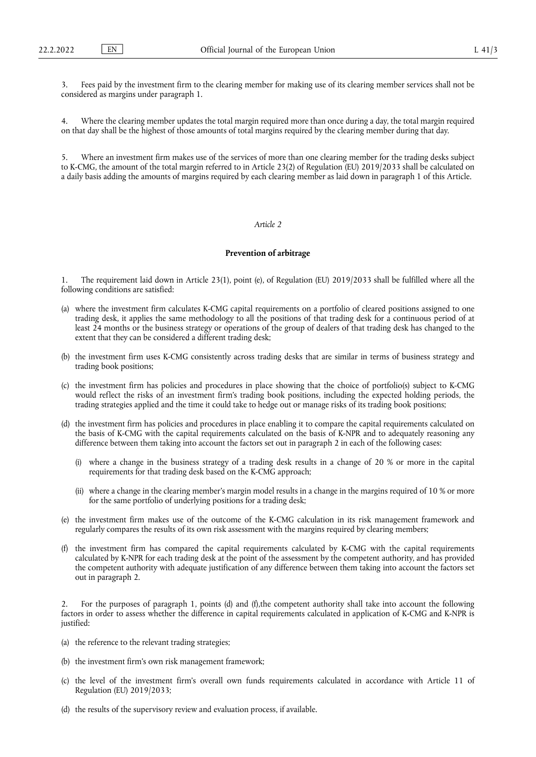3. Fees paid by the investment firm to the clearing member for making use of its clearing member services shall not be considered as margins under paragraph 1.

4. Where the clearing member updates the total margin required more than once during a day, the total margin required on that day shall be the highest of those amounts of total margins required by the clearing member during that day.

5. Where an investment firm makes use of the services of more than one clearing member for the trading desks subject to K-CMG, the amount of the total margin referred to in Article 23(2) of Regulation (EU) 2019/2033 shall be calculated on a daily basis adding the amounts of margins required by each clearing member as laid down in paragraph 1 of this Article.

*Article 2*

**Prevention of arbitrage**

1. The requirement laid down in Article 23(1), point (e), of Regulation (EU) 2019/2033 shall be fulfilled where all the following conditions are satisfied:

(a) where the investment firm calculates K-CMG capital requirements on a portfolio of cleared positions assigned to one trading desk, it applies the same methodology to all the positions of that trading desk for a continuous period of at least 24 months or the business strategy or operations of the group of dealers of that trading desk has changed to the extent that they can be considered a different trading desk;

(b) the investment firm uses K-CMG consistently across trading desks that are similar in terms of business strategy and trading book positions;

(c) the investment firm has policies and procedures in place showing that the choice of portfolio(s) subject to K-CMG would reflect the risks of an investment firm's trading book positions, including the expected holding periods, the trading strategies applied and the time it could take to hedge out or manage risks of its trading book positions;

(d) the investment firm has policies and procedures in place enabling it to compare the capital requirements calculated on the basis of K-CMG with the capital requirements calculated on the basis of K-NPR and to adequately reasoning any difference between them taking into account the factors set out in paragraph 2 in each of the following cases:

 (i) where a change in the business strategy of a trading desk results in a change of 20 % or more in the capital requirements for that trading desk based on the K-CMG approach;

 (ii) where a change in the clearing member's margin model results in a change in the margins required of 10 % or more for the same portfolio of underlying positions for a trading desk;

(e) the investment firm makes use of the outcome of the K-CMG calculation in its risk management framework and regularly compares the results of its own risk assessment with the margins required by clearing members;

(f) the investment firm has compared the capital requirements calculated by K-CMG with the capital requirements calculated by K-NPR for each trading desk at the point of the assessment by the competent authority, and has provided the competent authority with adequate justification of any difference between them taking into account the factors set out in paragraph 2.

2. For the purposes of paragraph 1, points (d) and (f),the competent authority shall take into account the following factors in order to assess whether the difference in capital requirements calculated in application of K-CMG and K-NPR is justified:

(a) the reference to the relevant trading strategies;

(b) the investment firm's own risk management framework;

(c) the level of the investment firm's overall own funds requirements calculated in accordance with Article 11 of Regulation (EU) 2019/2033;

(d) the results of the supervisory review and evaluation process, if available.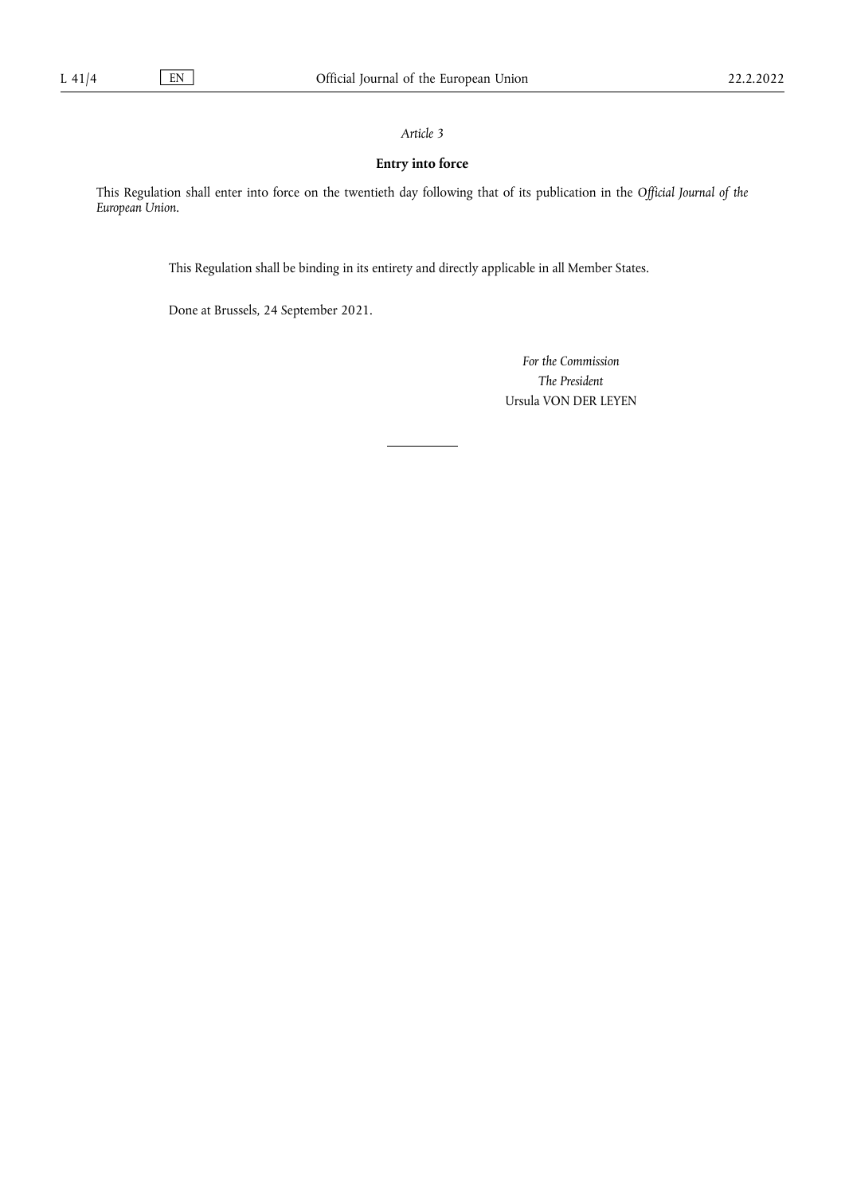*Article 3*

**Entry into force**

This Regulation shall enter into force on the twentieth day following that of its publication in the *Official Journal of the European Union*.

This Regulation shall be binding in its entirety and directly applicable in all Member States.

Done at Brussels, 24 September 2021.

*For the Commission*
*The President*
Ursula VON DER LEYEN